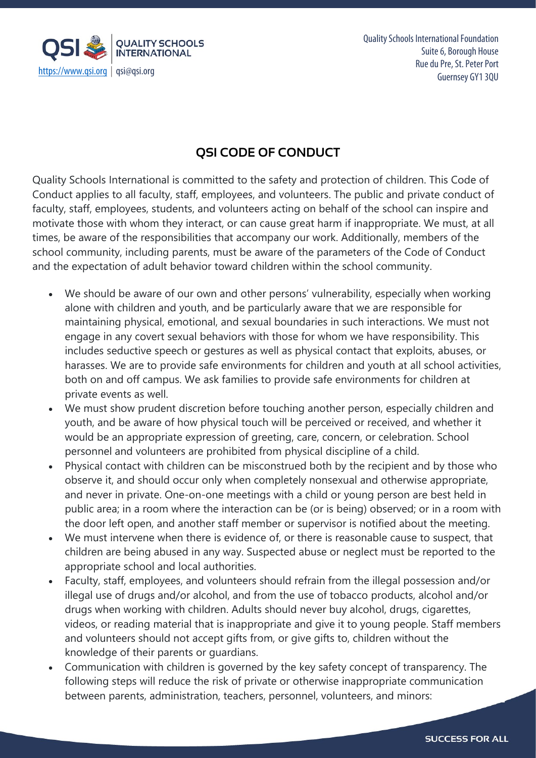Quality Schools International Foundation
Suite 6, Borough House
Rue du Pre, St. Peter Port
Guernsey GY1 3QU

https://www.qsi.org | qsi@qsi.org

# QSI CODE OF CONDUCT

Quality Schools International is committed to the safety and protection of children. This Code of Conduct applies to all faculty, staff, employees, and volunteers. The public and private conduct of faculty, staff, employees, students, and volunteers acting on behalf of the school can inspire and motivate those with whom they interact, or can cause great harm if inappropriate. We must, at all times, be aware of the responsibilities that accompany our work. Additionally, members of the school community, including parents, must be aware of the parameters of the Code of Conduct and the expectation of adult behavior toward children within the school community.

- We should be aware of our own and other persons' vulnerability, especially when working alone with children and youth, and be particularly aware that we are responsible for maintaining physical, emotional, and sexual boundaries in such interactions. We must not engage in any covert sexual behaviors with those for whom we have responsibility. This includes seductive speech or gestures as well as physical contact that exploits, abuses, or harasses. We are to provide safe environments for children and youth at all school activities, both on and off campus. We ask families to provide safe environments for children at private events as well.
- We must show prudent discretion before touching another person, especially children and youth, and be aware of how physical touch will be perceived or received, and whether it would be an appropriate expression of greeting, care, concern, or celebration. School personnel and volunteers are prohibited from physical discipline of a child.
- Physical contact with children can be misconstrued both by the recipient and by those who observe it, and should occur only when completely nonsexual and otherwise appropriate, and never in private. One-on-one meetings with a child or young person are best held in public area; in a room where the interaction can be (or is being) observed; or in a room with the door left open, and another staff member or supervisor is notified about the meeting.
- We must intervene when there is evidence of, or there is reasonable cause to suspect, that children are being abused in any way. Suspected abuse or neglect must be reported to the appropriate school and local authorities.
- Faculty, staff, employees, and volunteers should refrain from the illegal possession and/or illegal use of drugs and/or alcohol, and from the use of tobacco products, alcohol and/or drugs when working with children. Adults should never buy alcohol, drugs, cigarettes, videos, or reading material that is inappropriate and give it to young people. Staff members and volunteers should not accept gifts from, or give gifts to, children without the knowledge of their parents or guardians.
- Communication with children is governed by the key safety concept of transparency. The following steps will reduce the risk of private or otherwise inappropriate communication between parents, administration, teachers, personnel, volunteers, and minors: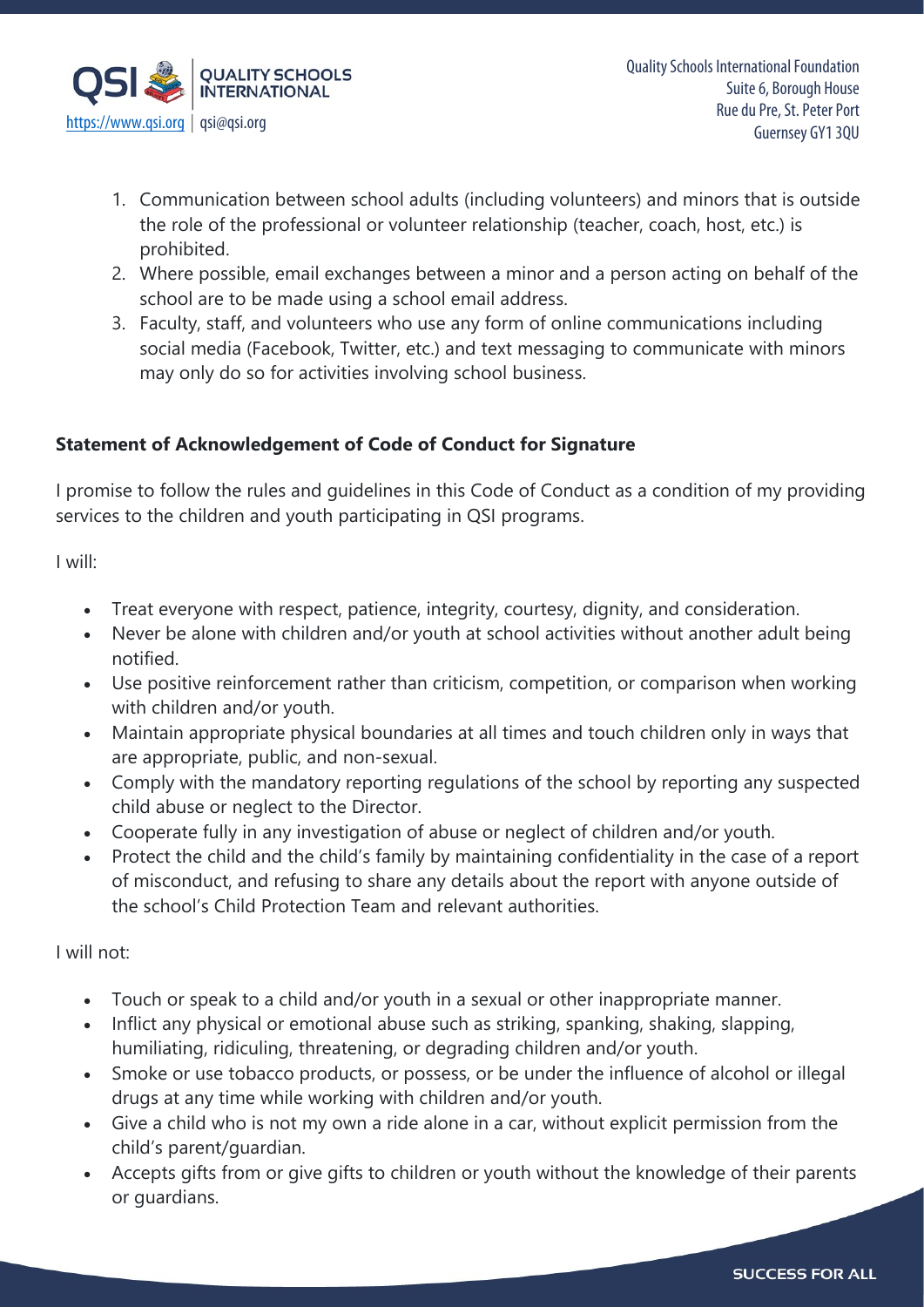1. Communication between school adults (including volunteers) and minors that is outside the role of the professional or volunteer relationship (teacher, coach, host, etc.) is prohibited.
2. Where possible, email exchanges between a minor and a person acting on behalf of the school are to be made using a school email address.
3. Faculty, staff, and volunteers who use any form of online communications including social media (Facebook, Twitter, etc.) and text messaging to communicate with minors may only do so for activities involving school business.

**Statement of Acknowledgement of Code of Conduct for Signature**

I promise to follow the rules and guidelines in this Code of Conduct as a condition of my providing services to the children and youth participating in QSI programs.

I will:

- Treat everyone with respect, patience, integrity, courtesy, dignity, and consideration.
- Never be alone with children and/or youth at school activities without another adult being notified.
- Use positive reinforcement rather than criticism, competition, or comparison when working with children and/or youth.
- Maintain appropriate physical boundaries at all times and touch children only in ways that are appropriate, public, and non-sexual.
- Comply with the mandatory reporting regulations of the school by reporting any suspected child abuse or neglect to the Director.
- Cooperate fully in any investigation of abuse or neglect of children and/or youth.
- Protect the child and the child's family by maintaining confidentiality in the case of a report of misconduct, and refusing to share any details about the report with anyone outside of the school's Child Protection Team and relevant authorities.

I will not:

- Touch or speak to a child and/or youth in a sexual or other inappropriate manner.
- Inflict any physical or emotional abuse such as striking, spanking, shaking, slapping, humiliating, ridiculing, threatening, or degrading children and/or youth.
- Smoke or use tobacco products, or possess, or be under the influence of alcohol or illegal drugs at any time while working with children and/or youth.
- Give a child who is not my own a ride alone in a car, without explicit permission from the child's parent/guardian.
- Accepts gifts from or give gifts to children or youth without the knowledge of their parents or guardians.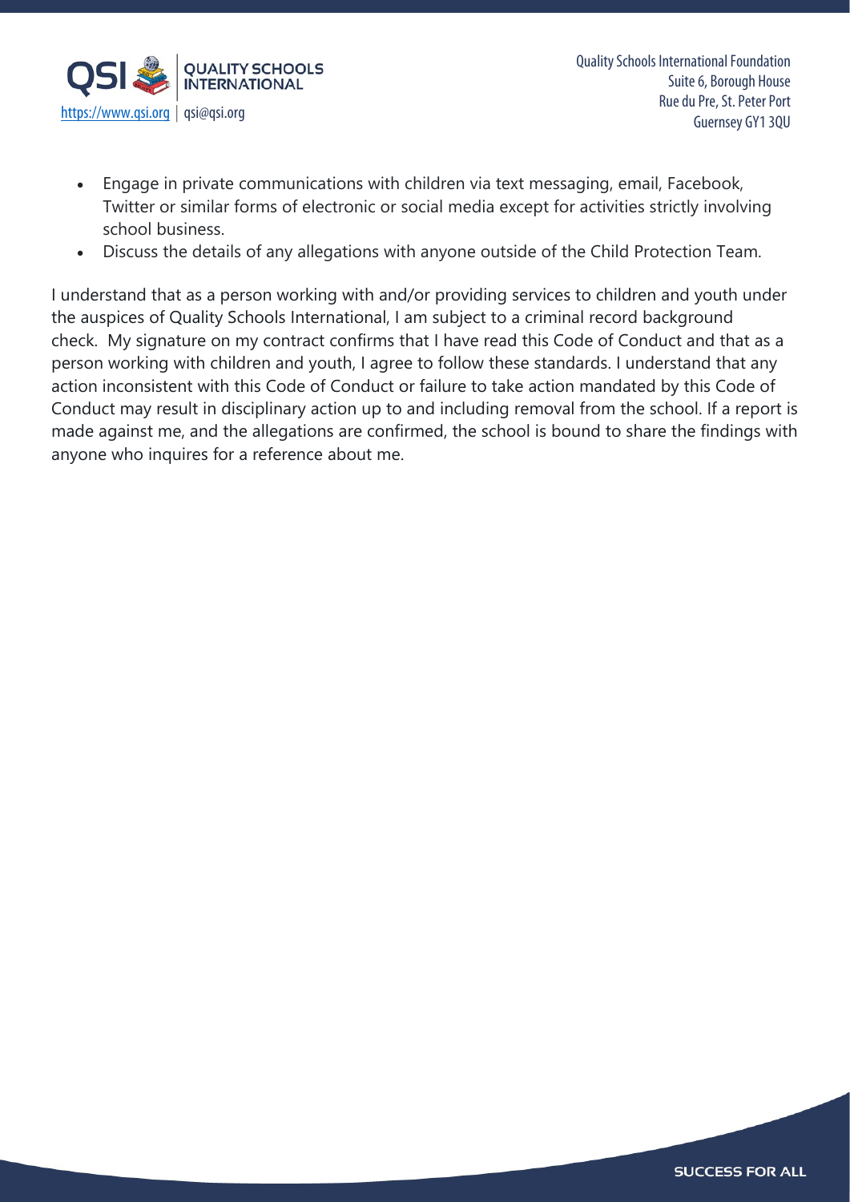- Engage in private communications with children via text messaging, email, Facebook, Twitter or similar forms of electronic or social media except for activities strictly involving school business.
- Discuss the details of any allegations with anyone outside of the Child Protection Team.

I understand that as a person working with and/or providing services to children and youth under the auspices of Quality Schools International, I am subject to a criminal record background check. My signature on my contract confirms that I have read this Code of Conduct and that as a person working with children and youth, I agree to follow these standards. I understand that any action inconsistent with this Code of Conduct or failure to take action mandated by this Code of Conduct may result in disciplinary action up to and including removal from the school. If a report is made against me, and the allegations are confirmed, the school is bound to share the findings with anyone who inquires for a reference about me.